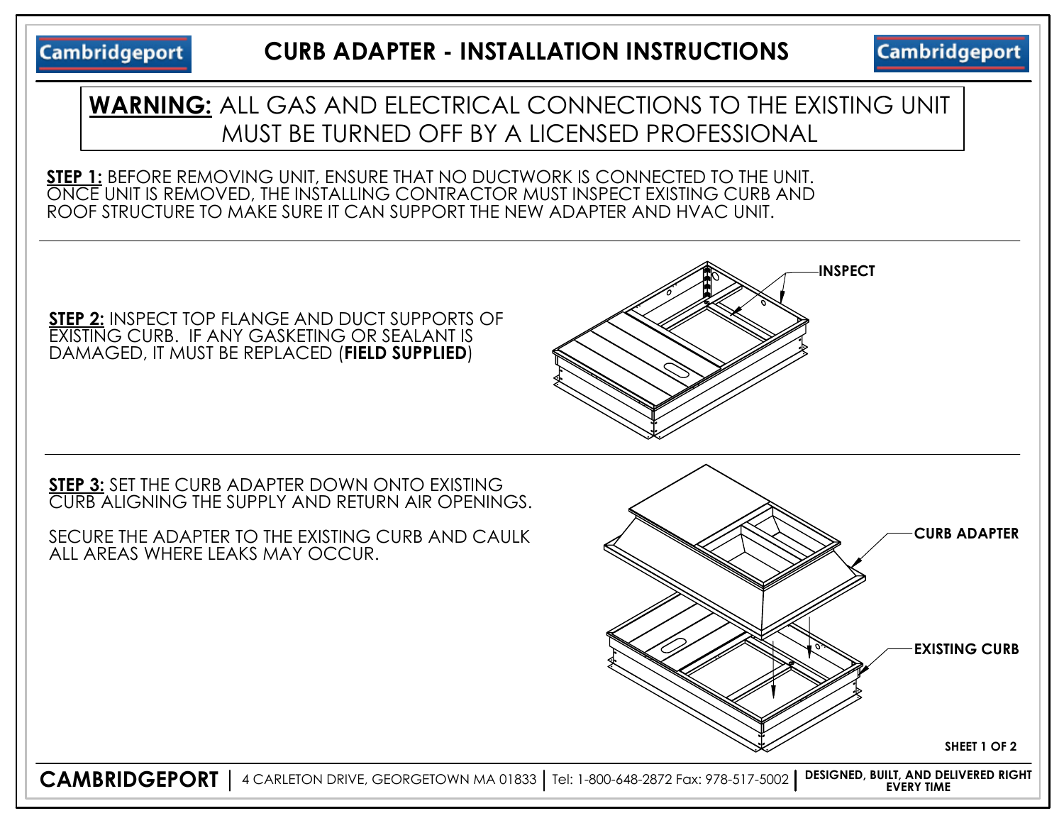# CURB ADAPTER - INSTALLATION INSTRUCTIONS

**WARNING:** ALL GAS AND ELECTRICAL CONNECTIONS TO THE EXISTING UNIT MUST BE TURNED OFF BY A LICENSED PROFESSIONAL

**STEP 1:** BEFORE REMOVING UNIT, ENSURE THAT NO DUCTWORK IS CONNECTED TO THE UNIT. ONCE UNIT IS REMOVED, THE INSTALLING CONTRACTOR MUST INSPECT EXISTING CURB AND ROOF STRUCTURE TO MAKE SURE IT CAN SUPPORT THE NEW ADAPTER AND HVAC UNIT.

**STEP 2:** INSPECT TOP FLANGE AND DUCT SUPPORTS OF EXISTING CURB. IF ANY GASKETING OR SEALANT IS DAMAGED, IT MUST BE REPLACED (**FIELD SUPPLIED**)

**INSPECT**

**STEP 3:** SET THE CURB ADAPTER DOWN ONTO EXISTING CURB ALIGNING THE SUPPLY AND RETURN AIR OPENINGS.

SECURE THE ADAPTER TO THE EXISTING CURB AND CAULK ALL AREAS WHERE LEAKS MAY OCCUR.

**CURB ADAPTER**

**EXISTING CURB**

**CAMBRIDGEPORT** | 4 CARLETON DRIVE, GEORGETOWN MA 01833 | Tel: 1-800-648-2872 Fax: 978-517-5002 | **DESIGNED, BUILT, AND DELIVERED RIGHT EVERY TIME**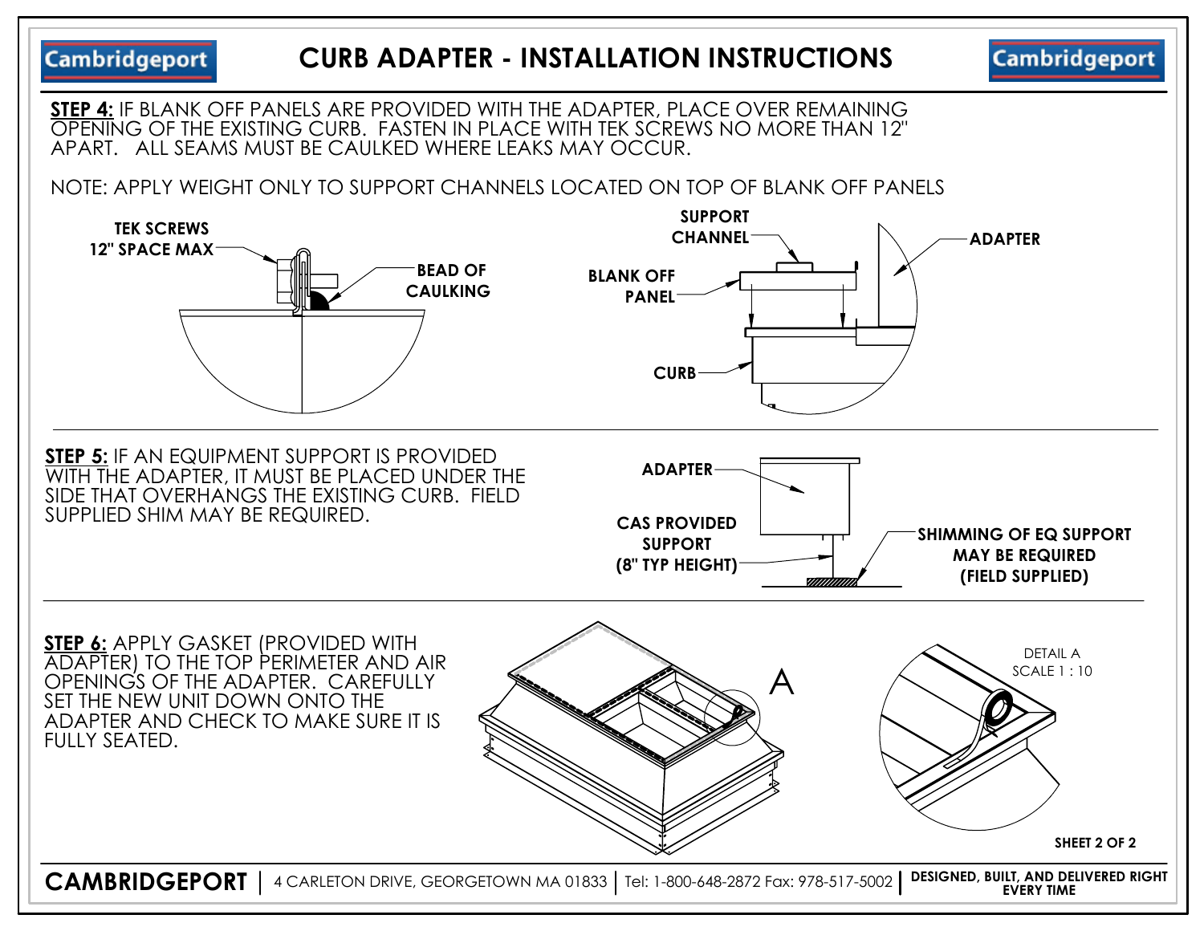# CURB ADAPTER - INSTALLATION INSTRUCTIONS

**STEP 4:** IF BLANK OFF PANELS ARE PROVIDED WITH THE ADAPTER, PLACE OVER REMAINING OPENING OF THE EXISTING CURB. FASTEN IN PLACE WITH TEK SCREWS NO MORE THAN 12" APART. ALL SEAMS MUST BE CAULKED WHERE LEAKS MAY OCCUR.

NOTE: APPLY WEIGHT ONLY TO SUPPORT CHANNELS LOCATED ON TOP OF BLANK OFF PANELS

TEK SCREWS 12" SPACE MAX

BEAD OF CAULKING

SUPPORT CHANNEL

ADAPTER

BLANK OFF PANEL

CURB

**STEP 5:** IF AN EQUIPMENT SUPPORT IS PROVIDED WITH THE ADAPTER, IT MUST BE PLACED UNDER THE SIDE THAT OVERHANGS THE EXISTING CURB. FIELD SUPPLIED SHIM MAY BE REQUIRED.

ADAPTER

CAS PROVIDED SUPPORT (8" TYP HEIGHT)

SHIMMING OF EQ SUPPORT MAY BE REQUIRED (FIELD SUPPLIED)

**STEP 6:** APPLY GASKET (PROVIDED WITH ADAPTER) TO THE TOP PERIMETER AND AIR OPENINGS OF THE ADAPTER. CAREFULLY SET THE NEW UNIT DOWN ONTO THE ADAPTER AND CHECK TO MAKE SURE IT IS FULLY SEATED.

A

DETAIL A
SCALE 1 : 10

CAMBRIDGEPORT | 4 CARLETON DRIVE, GEORGETOWN MA 01833 | Tel: 1-800-648-2872 Fax: 978-517-5002 | DESIGNED, BUILT, AND DELIVERED RIGHT EVERY TIME